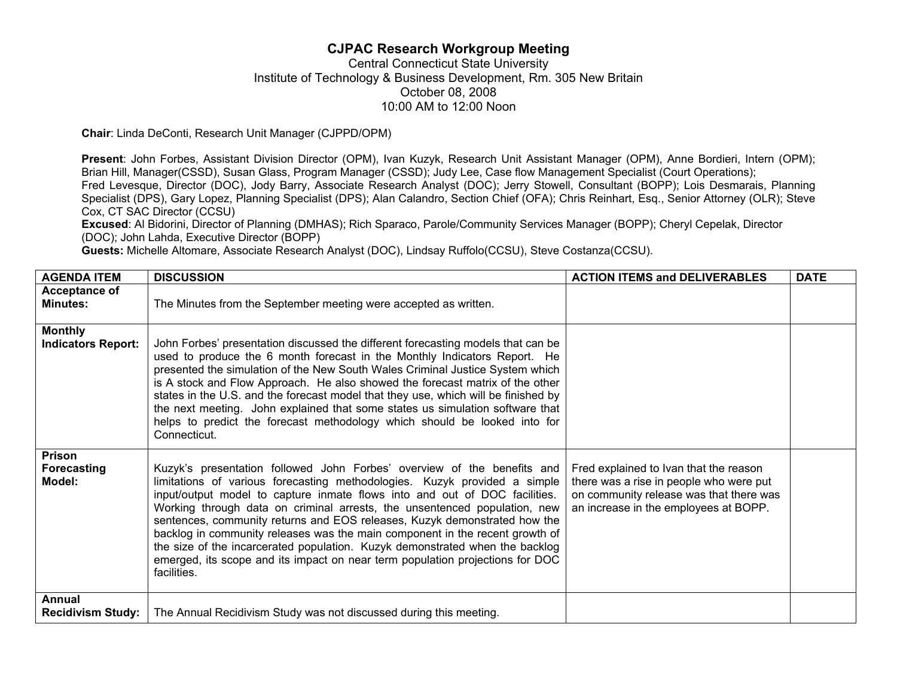# CJPAC Research Workgroup Meeting

Central Connecticut State University
Institute of Technology & Business Development, Rm. 305 New Britain
October 08, 2008
10:00 AM to 12:00 Noon

**Chair**: Linda DeConti, Research Unit Manager (CJPPD/OPM)

**Present**: John Forbes, Assistant Division Director (OPM), Ivan Kuzyk, Research Unit Assistant Manager (OPM), Anne Bordieri, Intern (OPM); Brian Hill, Manager(CSSD), Susan Glass, Program Manager (CSSD); Judy Lee, Case flow Management Specialist (Court Operations); Fred Levesque, Director (DOC), Jody Barry, Associate Research Analyst (DOC); Jerry Stowell, Consultant (BOPP); Lois Desmarais, Planning Specialist (DPS), Gary Lopez, Planning Specialist (DPS); Alan Calandro, Section Chief (OFA); Chris Reinhart, Esq., Senior Attorney (OLR); Steve Cox, CT SAC Director (CCSU)
**Excused**: Al Bidorini, Director of Planning (DMHAS); Rich Sparaco, Parole/Community Services Manager (BOPP); Cheryl Cepelak, Director (DOC); John Lahda, Executive Director (BOPP)
**Guests:** Michelle Altomare, Associate Research Analyst (DOC), Lindsay Ruffolo(CCSU), Steve Costanza(CCSU).

| AGENDA ITEM | DISCUSSION | ACTION ITEMS and DELIVERABLES | DATE |
|---|---|---|---|
| **Acceptance of Minutes:** | The Minutes from the September meeting were accepted as written. | | |
| **Monthly Indicators Report:** | John Forbes' presentation discussed the different forecasting models that can be used to produce the 6 month forecast in the Monthly Indicators Report. He presented the simulation of the New South Wales Criminal Justice System which is A stock and Flow Approach. He also showed the forecast matrix of the other states in the U.S. and the forecast model that they use, which will be finished by the next meeting. John explained that some states us simulation software that helps to predict the forecast methodology which should be looked into for Connecticut. | | |
| **Prison Forecasting Model:** | Kuzyk's presentation followed John Forbes' overview of the benefits and limitations of various forecasting methodologies. Kuzyk provided a simple input/output model to capture inmate flows into and out of DOC facilities. Working through data on criminal arrests, the unsentenced population, new sentences, community returns and EOS releases, Kuzyk demonstrated how the backlog in community releases was the main component in the recent growth of the size of the incarcerated population. Kuzyk demonstrated when the backlog emerged, its scope and its impact on near term population projections for DOC facilities. | Fred explained to Ivan that the reason there was a rise in people who were put on community release was that there was an increase in the employees at BOPP. | |
| **Annual Recidivism Study:** | The Annual Recidivism Study was not discussed during this meeting. | | |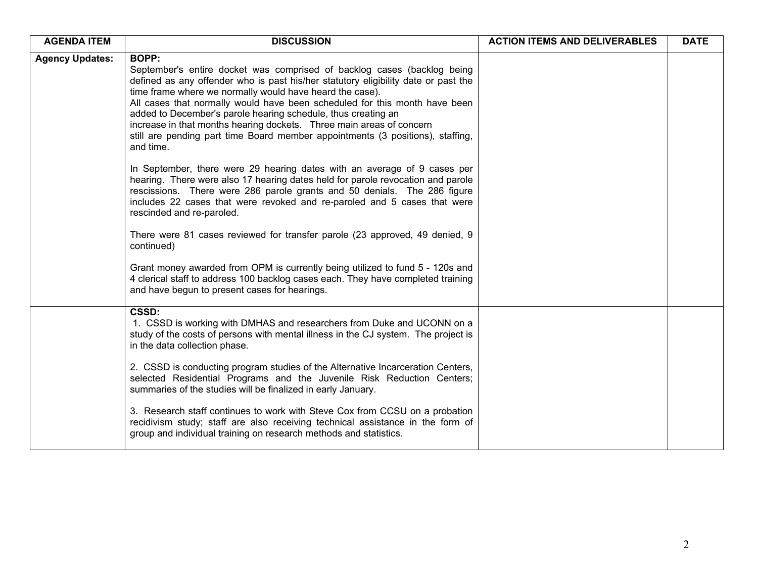| AGENDA ITEM | DISCUSSION | ACTION ITEMS AND DELIVERABLES | DATE |
|---|---|---|---|
| **Agency Updates:** | **BOPP:**<br>September's entire docket was comprised of backlog cases (backlog being defined as any offender who is past his/her statutory eligibility date or past the time frame where we normally would have heard the case).<br>All cases that normally would have been scheduled for this month have been added to December's parole hearing schedule, thus creating an increase in that months hearing dockets. Three main areas of concern still are pending part time Board member appointments (3 positions), staffing, and time.<br><br>In September, there were 29 hearing dates with an average of 9 cases per hearing. There were also 17 hearing dates held for parole revocation and parole rescissions. There were 286 parole grants and 50 denials. The 286 figure includes 22 cases that were revoked and re-paroled and 5 cases that were rescinded and re-paroled.<br><br>There were 81 cases reviewed for transfer parole (23 approved, 49 denied, 9 continued)<br><br>Grant money awarded from OPM is currently being utilized to fund 5 - 120s and 4 clerical staff to address 100 backlog cases each. They have completed training and have begun to present cases for hearings. | | |
| | **CSSD:**<br>1. CSSD is working with DMHAS and researchers from Duke and UCONN on a study of the costs of persons with mental illness in the CJ system. The project is in the data collection phase.<br><br>2. CSSD is conducting program studies of the Alternative Incarceration Centers, selected Residential Programs and the Juvenile Risk Reduction Centers; summaries of the studies will be finalized in early January.<br><br>3. Research staff continues to work with Steve Cox from CCSU on a probation recidivism study; staff are also receiving technical assistance in the form of group and individual training on research methods and statistics. | | |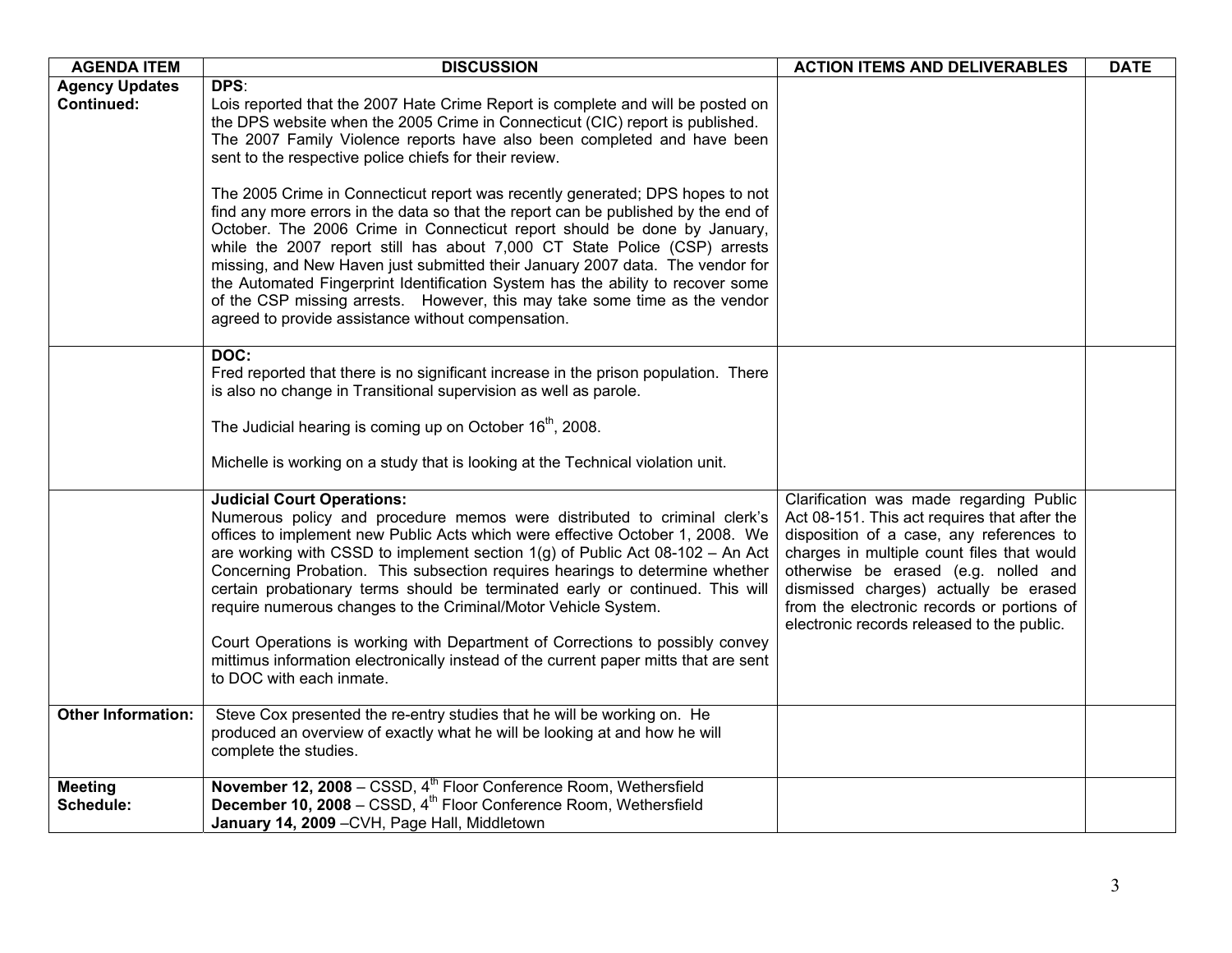| AGENDA ITEM | DISCUSSION | ACTION ITEMS AND DELIVERABLES | DATE |
|---|---|---|---|
| **Agency Updates Continued:** | **DPS**:<br>Lois reported that the 2007 Hate Crime Report is complete and will be posted on the DPS website when the 2005 Crime in Connecticut (CIC) report is published. The 2007 Family Violence reports have also been completed and have been sent to the respective police chiefs for their review.<br><br>The 2005 Crime in Connecticut report was recently generated; DPS hopes to not find any more errors in the data so that the report can be published by the end of October. The 2006 Crime in Connecticut report should be done by January, while the 2007 report still has about 7,000 CT State Police (CSP) arrests missing, and New Haven just submitted their January 2007 data. The vendor for the Automated Fingerprint Identification System has the ability to recover some of the CSP missing arrests. However, this may take some time as the vendor agreed to provide assistance without compensation. | | |
| | **DOC:**<br>Fred reported that there is no significant increase in the prison population. There is also no change in Transitional supervision as well as parole.<br><br>The Judicial hearing is coming up on October 16th, 2008.<br><br>Michelle is working on a study that is looking at the Technical violation unit. | | |
| | **Judicial Court Operations:**<br>Numerous policy and procedure memos were distributed to criminal clerk's offices to implement new Public Acts which were effective October 1, 2008. We are working with CSSD to implement section 1(g) of Public Act 08-102 – An Act Concerning Probation. This subsection requires hearings to determine whether certain probationary terms should be terminated early or continued. This will require numerous changes to the Criminal/Motor Vehicle System.<br><br>Court Operations is working with Department of Corrections to possibly convey mittimus information electronically instead of the current paper mitts that are sent to DOC with each inmate. | Clarification was made regarding Public Act 08-151. This act requires that after the disposition of a case, any references to charges in multiple count files that would otherwise be erased (e.g. nolled and dismissed charges) actually be erased from the electronic records or portions of electronic records released to the public. | |
| **Other Information:** | Steve Cox presented the re-entry studies that he will be working on. He produced an overview of exactly what he will be looking at and how he will complete the studies. | | |
| **Meeting Schedule:** | **November 12, 2008** – CSSD, 4th Floor Conference Room, Wethersfield<br>**December 10, 2008** – CSSD, 4th Floor Conference Room, Wethersfield<br>**January 14, 2009** –CVH, Page Hall, Middletown | | |